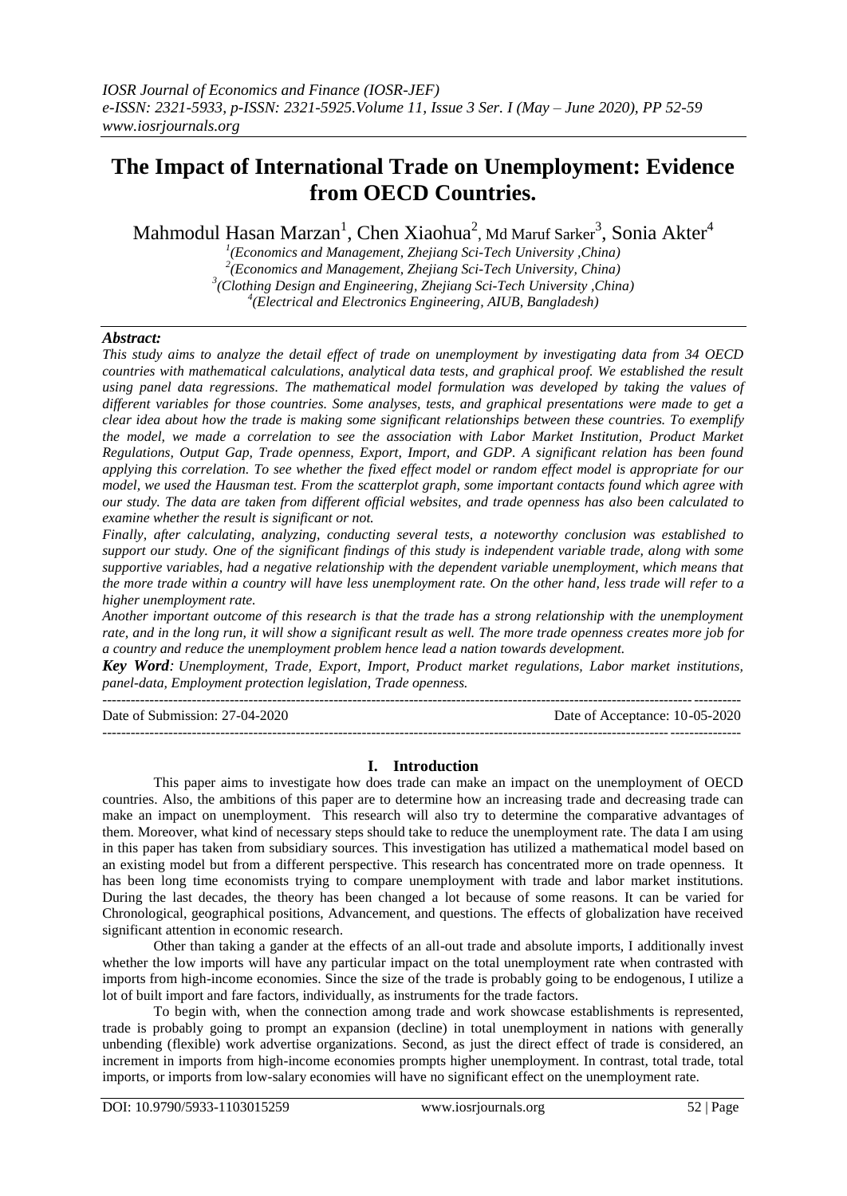# The Impact of International Trade on Unemployment: Evidence from OECD Countries.

Mahmodul Hasan Marzan[1], Chen Xiaohua[2], Md Maruf Sarker[3], Sonia Akter[4]

[1](Economics and Management, Zhejiang Sci-Tech University ,China)
[2](Economics and Management, Zhejiang Sci-Tech University, China)
[3](Clothing Design and Engineering, Zhejiang Sci-Tech University ,China)
[4](Electrical and Electronics Engineering, AIUB, Bangladesh)

## *Abstract:*

*This study aims to analyze the detail effect of trade on unemployment by investigating data from 34 OECD countries with mathematical calculations, analytical data tests, and graphical proof. We established the result using panel data regressions. The mathematical model formulation was developed by taking the values of different variables for those countries. Some analyses, tests, and graphical presentations were made to get a clear idea about how the trade is making some significant relationships between these countries. To exemplify the model, we made a correlation to see the association with Labor Market Institution, Product Market Regulations, Output Gap, Trade openness, Export, Import, and GDP. A significant relation has been found applying this correlation. To see whether the fixed effect model or random effect model is appropriate for our model, we used the Hausman test. From the scatterplot graph, some important contacts found which agree with our study. The data are taken from different official websites, and trade openness has also been calculated to examine whether the result is significant or not.*

*Finally, after calculating, analyzing, conducting several tests, a noteworthy conclusion was established to support our study. One of the significant findings of this study is independent variable trade, along with some supportive variables, had a negative relationship with the dependent variable unemployment, which means that the more trade within a country will have less unemployment rate. On the other hand, less trade will refer to a higher unemployment rate.*

*Another important outcome of this research is that the trade has a strong relationship with the unemployment rate, and in the long run, it will show a significant result as well. The more trade openness creates more job for a country and reduce the unemployment problem hence lead a nation towards development.*

***Key Word****: Unemployment, Trade, Export, Import, Product market regulations, Labor market institutions, panel-data, Employment protection legislation, Trade openness.*

---

Date of Submission: 27-04-2020 Date of Acceptance: 10-05-2020

---

## I. Introduction

This paper aims to investigate how does trade can make an impact on the unemployment of OECD countries. Also, the ambitions of this paper are to determine how an increasing trade and decreasing trade can make an impact on unemployment. This research will also try to determine the comparative advantages of them. Moreover, what kind of necessary steps should take to reduce the unemployment rate. The data I am using in this paper has taken from subsidiary sources. This investigation has utilized a mathematical model based on an existing model but from a different perspective. This research has concentrated more on trade openness. It has been long time economists trying to compare unemployment with trade and labor market institutions. During the last decades, the theory has been changed a lot because of some reasons. It can be varied for Chronological, geographical positions, Advancement, and questions. The effects of globalization have received significant attention in economic research.

Other than taking a gander at the effects of an all-out trade and absolute imports, I additionally invest whether the low imports will have any particular impact on the total unemployment rate when contrasted with imports from high-income economies. Since the size of the trade is probably going to be endogenous, I utilize a lot of built import and fare factors, individually, as instruments for the trade factors.

To begin with, when the connection among trade and work showcase establishments is represented, trade is probably going to prompt an expansion (decline) in total unemployment in nations with generally unbending (flexible) work advertise organizations. Second, as just the direct effect of trade is considered, an increment in imports from high-income economies prompts higher unemployment. In contrast, total trade, total imports, or imports from low-salary economies will have no significant effect on the unemployment rate.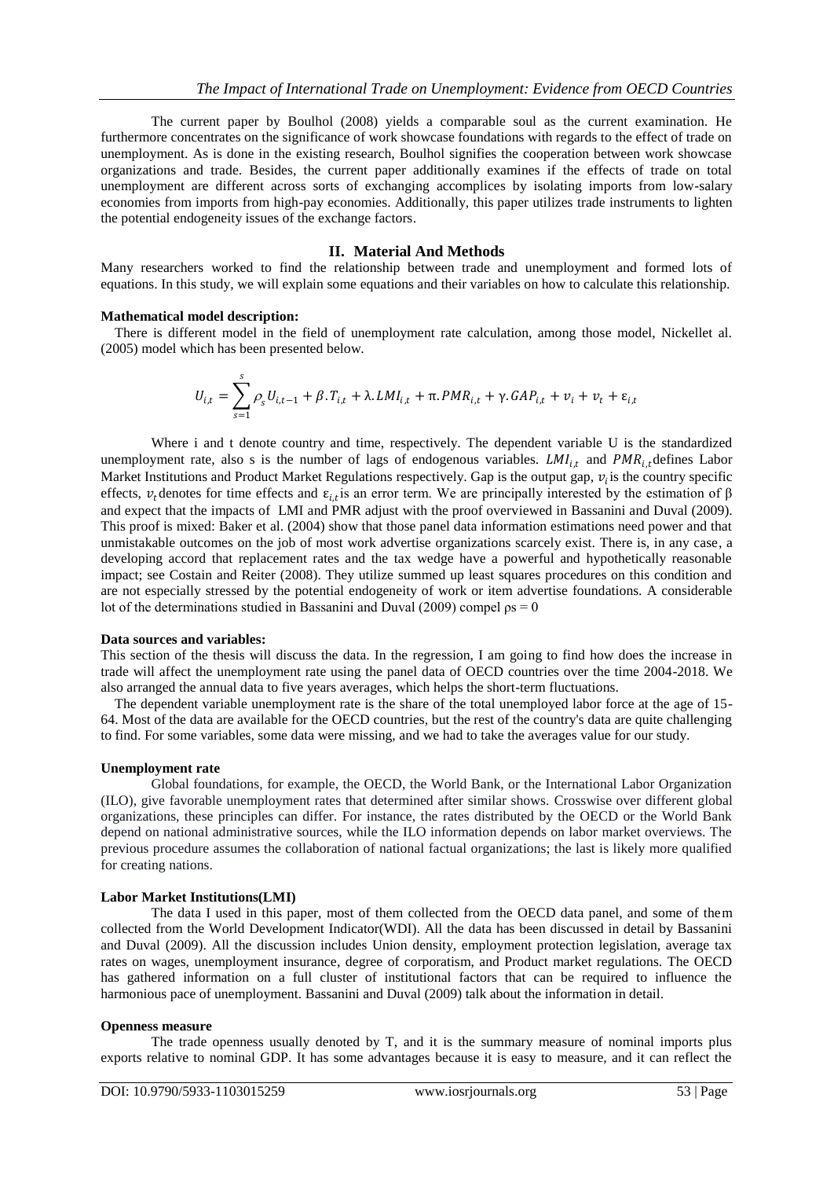The current paper by Boulhol (2008) yields a comparable soul as the current examination. He furthermore concentrates on the significance of work showcase foundations with regards to the effect of trade on unemployment. As is done in the existing research, Boulhol signifies the cooperation between work showcase organizations and trade. Besides, the current paper additionally examines if the effects of trade on total unemployment are different across sorts of exchanging accomplices by isolating imports from low-salary economies from imports from high-pay economies. Additionally, this paper utilizes trade instruments to lighten the potential endogeneity issues of the exchange factors.

## II. Material And Methods

Many researchers worked to find the relationship between trade and unemployment and formed lots of equations. In this study, we will explain some equations and their variables on how to calculate this relationship.

**Mathematical model description:**

There is different model in the field of unemployment rate calculation, among those model, Nickellet al. (2005) model which has been presented below.

$$U_{i,t} = \sum_{s=1}^{s} \rho_s U_{i,t-1} + \beta . T_{i,t} + \lambda . LMI_{i,t} + \pi . PMR_{i,t} + \gamma . GAP_{i,t} + v_i + v_t + \varepsilon_{i,t}$$

Where i and t denote country and time, respectively. The dependent variable U is the standardized unemployment rate, also s is the number of lags of endogenous variables. $LMI_{i,t}$ and $PMR_{i,t}$ defines Labor Market Institutions and Product Market Regulations respectively. Gap is the output gap, $v_i$ is the country specific effects, $v_t$ denotes for time effects and $\varepsilon_{i,t}$ is an error term. We are principally interested by the estimation of β and expect that the impacts of LMI and PMR adjust with the proof overviewed in Bassanini and Duval (2009). This proof is mixed: Baker et al. (2004) show that those panel data information estimations need power and that unmistakable outcomes on the job of most work advertise organizations scarcely exist. There is, in any case, a developing accord that replacement rates and the tax wedge have a powerful and hypothetically reasonable impact; see Costain and Reiter (2008). They utilize summed up least squares procedures on this condition and are not especially stressed by the potential endogeneity of work or item advertise foundations. A considerable lot of the determinations studied in Bassanini and Duval (2009) compel $\rho s = 0$

**Data sources and variables:**

This section of the thesis will discuss the data. In the regression, I am going to find how does the increase in trade will affect the unemployment rate using the panel data of OECD countries over the time 2004-2018. We also arranged the annual data to five years averages, which helps the short-term fluctuations.

The dependent variable unemployment rate is the share of the total unemployed labor force at the age of 15-64. Most of the data are available for the OECD countries, but the rest of the country's data are quite challenging to find. For some variables, some data were missing, and we had to take the averages value for our study.

**Unemployment rate**

Global foundations, for example, the OECD, the World Bank, or the International Labor Organization (ILO), give favorable unemployment rates that determined after similar shows. Crosswise over different global organizations, these principles can differ. For instance, the rates distributed by the OECD or the World Bank depend on national administrative sources, while the ILO information depends on labor market overviews. The previous procedure assumes the collaboration of national factual organizations; the last is likely more qualified for creating nations.

**Labor Market Institutions(LMI)**

The data I used in this paper, most of them collected from the OECD data panel, and some of them collected from the World Development Indicator(WDI). All the data has been discussed in detail by Bassanini and Duval (2009). All the discussion includes Union density, employment protection legislation, average tax rates on wages, unemployment insurance, degree of corporatism, and Product market regulations. The OECD has gathered information on a full cluster of institutional factors that can be required to influence the harmonious pace of unemployment. Bassanini and Duval (2009) talk about the information in detail.

**Openness measure**

The trade openness usually denoted by T, and it is the summary measure of nominal imports plus exports relative to nominal GDP. It has some advantages because it is easy to measure, and it can reflect the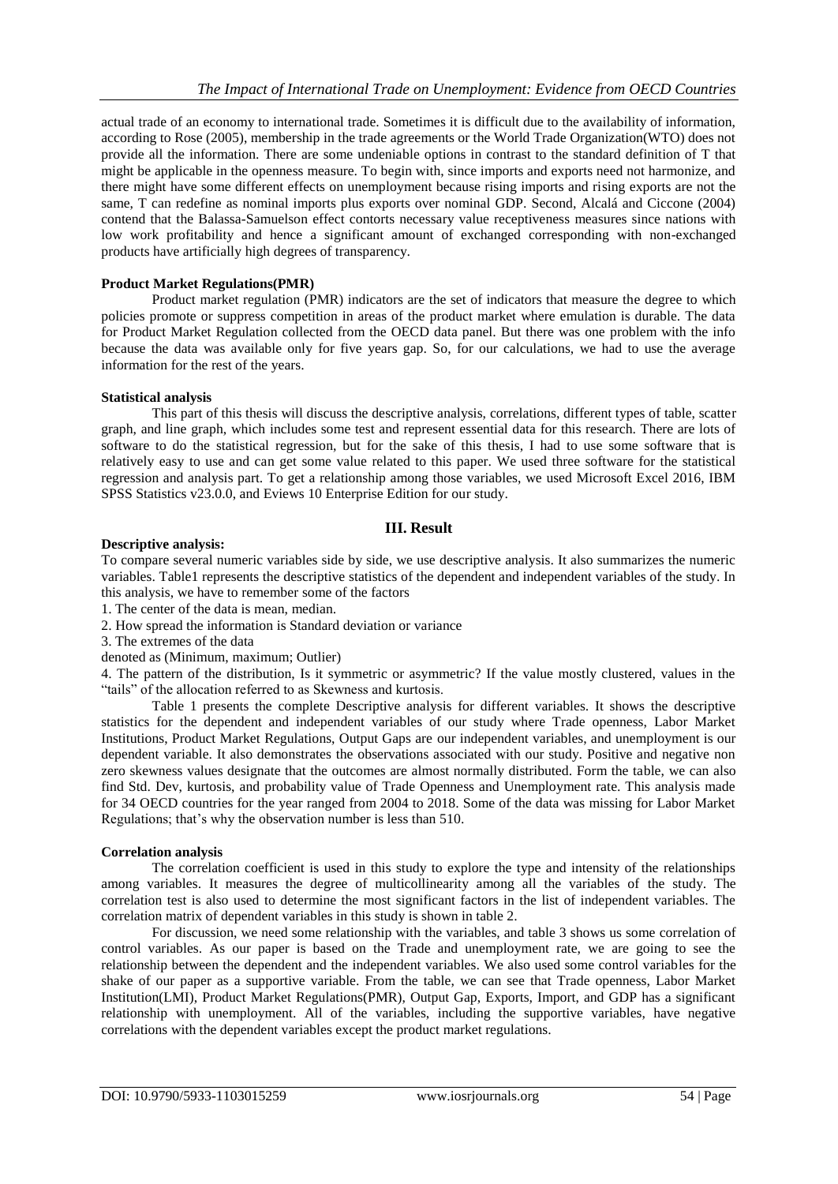actual trade of an economy to international trade. Sometimes it is difficult due to the availability of information, according to Rose (2005), membership in the trade agreements or the World Trade Organization(WTO) does not provide all the information. There are some undeniable options in contrast to the standard definition of T that might be applicable in the openness measure. To begin with, since imports and exports need not harmonize, and there might have some different effects on unemployment because rising imports and rising exports are not the same, T can redefine as nominal imports plus exports over nominal GDP. Second, Alcalá and Ciccone (2004) contend that the Balassa-Samuelson effect contorts necessary value receptiveness measures since nations with low work profitability and hence a significant amount of exchanged corresponding with non-exchanged products have artificially high degrees of transparency.

**Product Market Regulations(PMR)**

Product market regulation (PMR) indicators are the set of indicators that measure the degree to which policies promote or suppress competition in areas of the product market where emulation is durable. The data for Product Market Regulation collected from the OECD data panel. But there was one problem with the info because the data was available only for five years gap. So, for our calculations, we had to use the average information for the rest of the years.

**Statistical analysis**

This part of this thesis will discuss the descriptive analysis, correlations, different types of table, scatter graph, and line graph, which includes some test and represent essential data for this research. There are lots of software to do the statistical regression, but for the sake of this thesis, I had to use some software that is relatively easy to use and can get some value related to this paper. We used three software for the statistical regression and analysis part. To get a relationship among those variables, we used Microsoft Excel 2016, IBM SPSS Statistics v23.0.0, and Eviews 10 Enterprise Edition for our study.

## III. Result

**Descriptive analysis:**

To compare several numeric variables side by side, we use descriptive analysis. It also summarizes the numeric variables. Table1 represents the descriptive statistics of the dependent and independent variables of the study. In this analysis, we have to remember some of the factors

1. The center of the data is mean, median.
2. How spread the information is Standard deviation or variance
3. The extremes of the data

denoted as (Minimum, maximum; Outlier)

4. The pattern of the distribution, Is it symmetric or asymmetric? If the value mostly clustered, values in the "tails" of the allocation referred to as Skewness and kurtosis.

Table 1 presents the complete Descriptive analysis for different variables. It shows the descriptive statistics for the dependent and independent variables of our study where Trade openness, Labor Market Institutions, Product Market Regulations, Output Gaps are our independent variables, and unemployment is our dependent variable. It also demonstrates the observations associated with our study. Positive and negative non zero skewness values designate that the outcomes are almost normally distributed. Form the table, we can also find Std. Dev, kurtosis, and probability value of Trade Openness and Unemployment rate. This analysis made for 34 OECD countries for the year ranged from 2004 to 2018. Some of the data was missing for Labor Market Regulations; that's why the observation number is less than 510.

**Correlation analysis**

The correlation coefficient is used in this study to explore the type and intensity of the relationships among variables. It measures the degree of multicollinearity among all the variables of the study. The correlation test is also used to determine the most significant factors in the list of independent variables. The correlation matrix of dependent variables in this study is shown in table 2.

For discussion, we need some relationship with the variables, and table 3 shows us some correlation of control variables. As our paper is based on the Trade and unemployment rate, we are going to see the relationship between the dependent and the independent variables. We also used some control variables for the shake of our paper as a supportive variable. From the table, we can see that Trade openness, Labor Market Institution(LMI), Product Market Regulations(PMR), Output Gap, Exports, Import, and GDP has a significant relationship with unemployment. All of the variables, including the supportive variables, have negative correlations with the dependent variables except the product market regulations.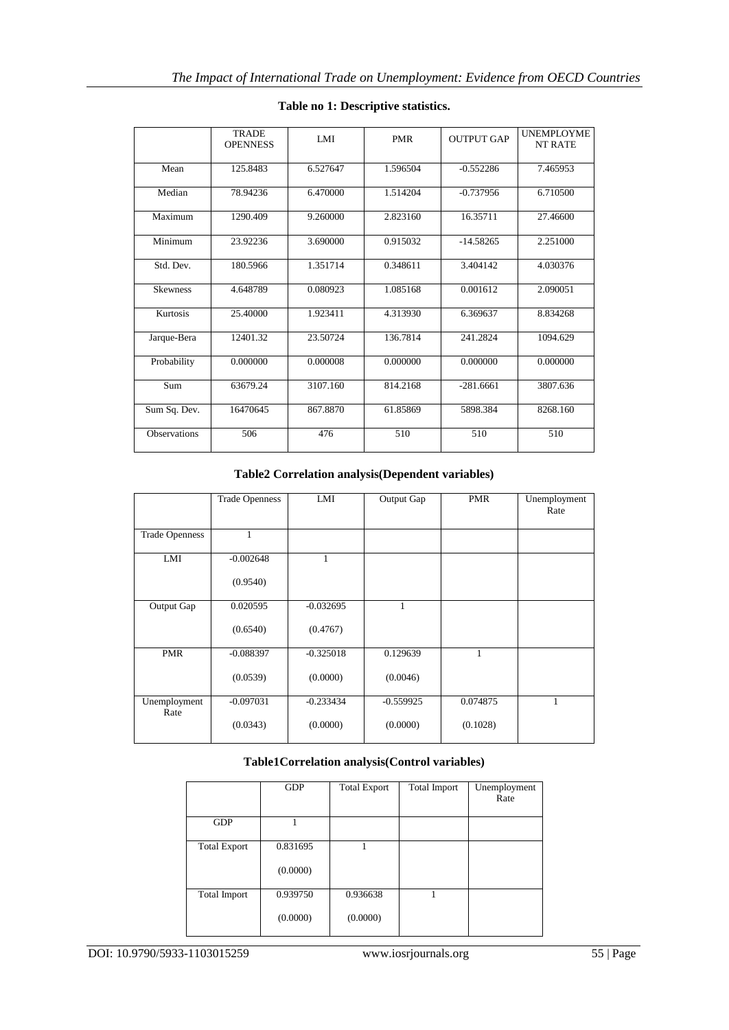**Table no 1: Descriptive statistics.**

| | TRADE OPENNESS | LMI | PMR | OUTPUT GAP | UNEMPLOYMENT RATE |
|---|---|---|---|---|---|
| Mean | 125.8483 | 6.527647 | 1.596504 | -0.552286 | 7.465953 |
| Median | 78.94236 | 6.470000 | 1.514204 | -0.737956 | 6.710500 |
| Maximum | 1290.409 | 9.260000 | 2.823160 | 16.35711 | 27.46600 |
| Minimum | 23.92236 | 3.690000 | 0.915032 | -14.58265 | 2.251000 |
| Std. Dev. | 180.5966 | 1.351714 | 0.348611 | 3.404142 | 4.030376 |
| Skewness | 4.648789 | 0.080923 | 1.085168 | 0.001612 | 2.090051 |
| Kurtosis | 25.40000 | 1.923411 | 4.313930 | 6.369637 | 8.834268 |
| Jarque-Bera | 12401.32 | 23.50724 | 136.7814 | 241.2824 | 1094.629 |
| Probability | 0.000000 | 0.000008 | 0.000000 | 0.000000 | 0.000000 |
| Sum | 63679.24 | 3107.160 | 814.2168 | -281.6661 | 3807.636 |
| Sum Sq. Dev. | 16470645 | 867.8870 | 61.85869 | 5898.384 | 8268.160 |
| Observations | 506 | 476 | 510 | 510 | 510 |

**Table2 Correlation analysis(Dependent variables)**

| | Trade Openness | LMI | Output Gap | PMR | Unemployment Rate |
|---|---|---|---|---|---|
| Trade Openness | 1 | | | | |
| LMI | -0.002648 (0.9540) | 1 | | | |
| Output Gap | 0.020595 (0.6540) | -0.032695 (0.4767) | 1 | | |
| PMR | -0.088397 (0.0539) | -0.325018 (0.0000) | 0.129639 (0.0046) | 1 | |
| Unemployment Rate | -0.097031 (0.0343) | -0.233434 (0.0000) | -0.559925 (0.0000) | 0.074875 (0.1028) | 1 |

**Table1Correlation analysis(Control variables)**

| | GDP | Total Export | Total Import | Unemployment Rate |
|---|---|---|---|---|
| GDP | 1 | | | |
| Total Export | 0.831695 (0.0000) | 1 | | |
| Total Import | 0.939750 (0.0000) | 0.936638 (0.0000) | 1 | |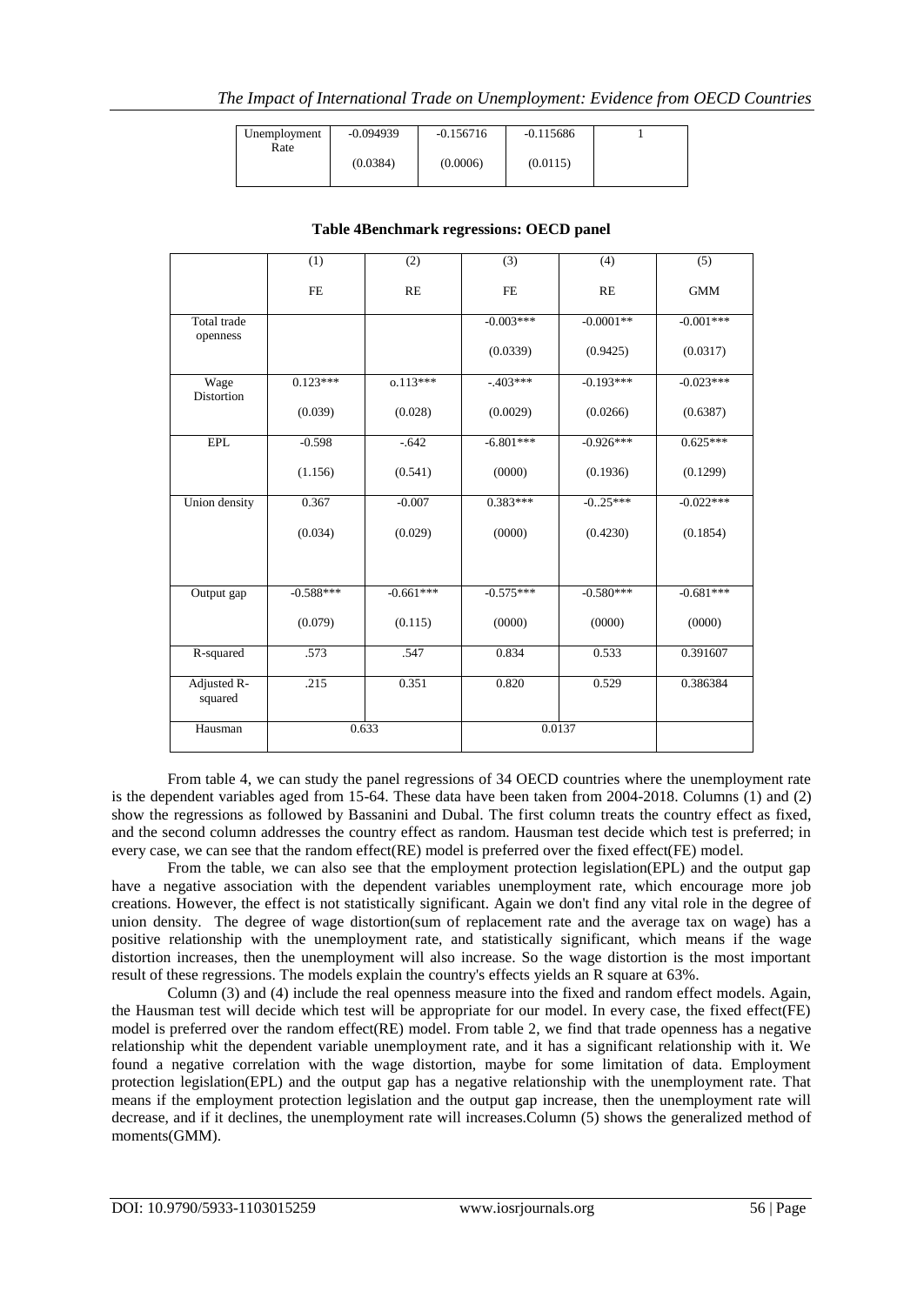| Unemployment Rate | -0.094939 | -0.156716 | -0.115686 | 1 |
|---|---|---|---|---|
| | (0.0384) | (0.0006) | (0.0115) | |

**Table 4Benchmark regressions: OECD panel**

| | (1) | (2) | (3) | (4) | (5) |
|---|---|---|---|---|---|
| | FE | RE | FE | RE | GMM |
| Total trade openness | | | -0.003*** | -0.0001** | -0.001*** |
| | | | (0.0339) | (0.9425) | (0.0317) |
| Wage Distortion | 0.123*** | o.113*** | -.403*** | -0.193*** | -0.023*** |
| | (0.039) | (0.028) | (0.0029) | (0.0266) | (0.6387) |
| EPL | -0.598 | -.642 | -6.801*** | -0.926*** | 0.625*** |
| | (1.156) | (0.541) | (0000) | (0.1936) | (0.1299) |
| Union density | 0.367 | -0.007 | 0.383*** | -0..25*** | -0.022*** |
| | (0.034) | (0.029) | (0000) | (0.4230) | (0.1854) |
| Output gap | -0.588*** | -0.661*** | -0.575*** | -0.580*** | -0.681*** |
| | (0.079) | (0.115) | (0000) | (0000) | (0000) |
| R-squared | .573 | .547 | 0.834 | 0.533 | 0.391607 |
| Adjusted R-squared | .215 | 0.351 | 0.820 | 0.529 | 0.386384 |
| Hausman | 0.633 | | 0.0137 | | |

From table 4, we can study the panel regressions of 34 OECD countries where the unemployment rate is the dependent variables aged from 15-64. These data have been taken from 2004-2018. Columns (1) and (2) show the regressions as followed by Bassanini and Dubal. The first column treats the country effect as fixed, and the second column addresses the country effect as random. Hausman test decide which test is preferred; in every case, we can see that the random effect(RE) model is preferred over the fixed effect(FE) model.

From the table, we can also see that the employment protection legislation(EPL) and the output gap have a negative association with the dependent variables unemployment rate, which encourage more job creations. However, the effect is not statistically significant. Again we don't find any vital role in the degree of union density. The degree of wage distortion(sum of replacement rate and the average tax on wage) has a positive relationship with the unemployment rate, and statistically significant, which means if the wage distortion increases, then the unemployment will also increase. So the wage distortion is the most important result of these regressions. The models explain the country's effects yields an R square at 63%.

Column (3) and (4) include the real openness measure into the fixed and random effect models. Again, the Hausman test will decide which test will be appropriate for our model. In every case, the fixed effect(FE) model is preferred over the random effect(RE) model. From table 2, we find that trade openness has a negative relationship whit the dependent variable unemployment rate, and it has a significant relationship with it. We found a negative correlation with the wage distortion, maybe for some limitation of data. Employment protection legislation(EPL) and the output gap has a negative relationship with the unemployment rate. That means if the employment protection legislation and the output gap increase, then the unemployment rate will decrease, and if it declines, the unemployment rate will increases.Column (5) shows the generalized method of moments(GMM).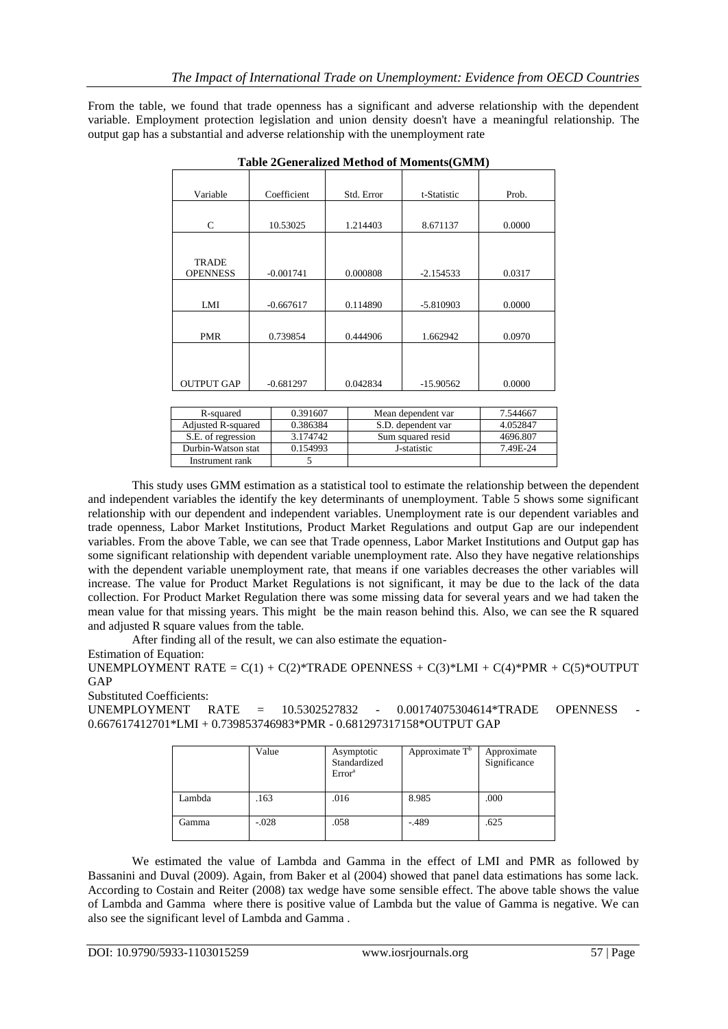From the table, we found that trade openness has a significant and adverse relationship with the dependent variable. Employment protection legislation and union density doesn't have a meaningful relationship. The output gap has a substantial and adverse relationship with the unemployment rate

**Table 2Generalized Method of Moments(GMM)**

| Variable | Coefficient | Std. Error | t-Statistic | Prob. |
|---|---|---|---|---|
| C | 10.53025 | 1.214403 | 8.671137 | 0.0000 |
| TRADE OPENNESS | -0.001741 | 0.000808 | -2.154533 | 0.0317 |
| LMI | -0.667617 | 0.114890 | -5.810903 | 0.0000 |
| PMR | 0.739854 | 0.444906 | 1.662942 | 0.0970 |
| OUTPUT GAP | -0.681297 | 0.042834 | -15.90562 | 0.0000 |

| | | | |
|---|---|---|---|
| R-squared | 0.391607 | Mean dependent var | 7.544667 |
| Adjusted R-squared | 0.386384 | S.D. dependent var | 4.052847 |
| S.E. of regression | 3.174742 | Sum squared resid | 4696.807 |
| Durbin-Watson stat | 0.154993 | J-statistic | 7.49E-24 |
| Instrument rank | 5 | | |

This study uses GMM estimation as a statistical tool to estimate the relationship between the dependent and independent variables the identify the key determinants of unemployment. Table 5 shows some significant relationship with our dependent and independent variables. Unemployment rate is our dependent variables and trade openness, Labor Market Institutions, Product Market Regulations and output Gap are our independent variables. From the above Table, we can see that Trade openness, Labor Market Institutions and Output gap has some significant relationship with dependent variable unemployment rate. Also they have negative relationships with the dependent variable unemployment rate, that means if one variables decreases the other variables will increase. The value for Product Market Regulations is not significant, it may be due to the lack of the data collection. For Product Market Regulation there was some missing data for several years and we had taken the mean value for that missing years. This might be the main reason behind this. Also, we can see the R squared and adjusted R square values from the table.

After finding all of the result, we can also estimate the equation-

Estimation of Equation:

UNEMPLOYMENT RATE = C(1) + C(2)*TRADE OPENNESS + C(3)*LMI + C(4)*PMR + C(5)*OUTPUT GAP

Substituted Coefficients:

UNEMPLOYMENT RATE = 10.5302527832 - 0.00174075304614*TRADE OPENNESS - 0.667617412701*LMI + 0.739853746983*PMR - 0.681297317158*OUTPUT GAP

| | Value | Asymptotic Standardized Error[a] | Approximate T[b] | Approximate Significance |
|---|---|---|---|---|
| Lambda | .163 | .016 | 8.985 | .000 |
| Gamma | -.028 | .058 | -.489 | .625 |

We estimated the value of Lambda and Gamma in the effect of LMI and PMR as followed by Bassanini and Duval (2009). Again, from Baker et al (2004) showed that panel data estimations has some lack. According to Costain and Reiter (2008) tax wedge have some sensible effect. The above table shows the value of Lambda and Gamma where there is positive value of Lambda but the value of Gamma is negative. We can also see the significant level of Lambda and Gamma .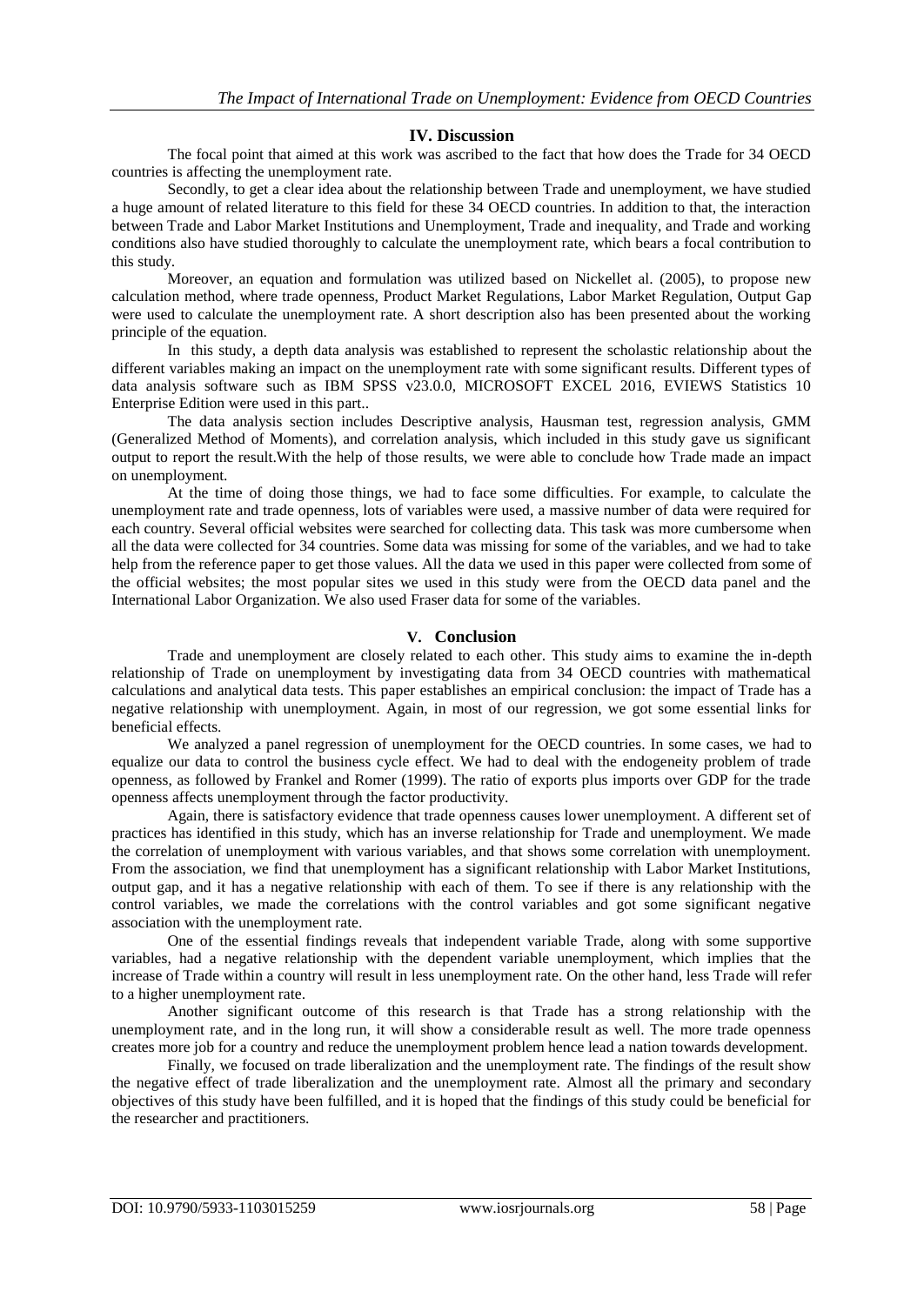## IV. Discussion

The focal point that aimed at this work was ascribed to the fact that how does the Trade for 34 OECD countries is affecting the unemployment rate.

Secondly, to get a clear idea about the relationship between Trade and unemployment, we have studied a huge amount of related literature to this field for these 34 OECD countries. In addition to that, the interaction between Trade and Labor Market Institutions and Unemployment, Trade and inequality, and Trade and working conditions also have studied thoroughly to calculate the unemployment rate, which bears a focal contribution to this study.

Moreover, an equation and formulation was utilized based on Nickellet al. (2005), to propose new calculation method, where trade openness, Product Market Regulations, Labor Market Regulation, Output Gap were used to calculate the unemployment rate. A short description also has been presented about the working principle of the equation.

In this study, a depth data analysis was established to represent the scholastic relationship about the different variables making an impact on the unemployment rate with some significant results. Different types of data analysis software such as IBM SPSS v23.0.0, MICROSOFT EXCEL 2016, EVIEWS Statistics 10 Enterprise Edition were used in this part..

The data analysis section includes Descriptive analysis, Hausman test, regression analysis, GMM (Generalized Method of Moments), and correlation analysis, which included in this study gave us significant output to report the result.With the help of those results, we were able to conclude how Trade made an impact on unemployment.

At the time of doing those things, we had to face some difficulties. For example, to calculate the unemployment rate and trade openness, lots of variables were used, a massive number of data were required for each country. Several official websites were searched for collecting data. This task was more cumbersome when all the data were collected for 34 countries. Some data was missing for some of the variables, and we had to take help from the reference paper to get those values. All the data we used in this paper were collected from some of the official websites; the most popular sites we used in this study were from the OECD data panel and the International Labor Organization. We also used Fraser data for some of the variables.

## V. Conclusion

Trade and unemployment are closely related to each other. This study aims to examine the in-depth relationship of Trade on unemployment by investigating data from 34 OECD countries with mathematical calculations and analytical data tests. This paper establishes an empirical conclusion: the impact of Trade has a negative relationship with unemployment. Again, in most of our regression, we got some essential links for beneficial effects.

We analyzed a panel regression of unemployment for the OECD countries. In some cases, we had to equalize our data to control the business cycle effect. We had to deal with the endogeneity problem of trade openness, as followed by Frankel and Romer (1999). The ratio of exports plus imports over GDP for the trade openness affects unemployment through the factor productivity.

Again, there is satisfactory evidence that trade openness causes lower unemployment. A different set of practices has identified in this study, which has an inverse relationship for Trade and unemployment. We made the correlation of unemployment with various variables, and that shows some correlation with unemployment. From the association, we find that unemployment has a significant relationship with Labor Market Institutions, output gap, and it has a negative relationship with each of them. To see if there is any relationship with the control variables, we made the correlations with the control variables and got some significant negative association with the unemployment rate.

One of the essential findings reveals that independent variable Trade, along with some supportive variables, had a negative relationship with the dependent variable unemployment, which implies that the increase of Trade within a country will result in less unemployment rate. On the other hand, less Trade will refer to a higher unemployment rate.

Another significant outcome of this research is that Trade has a strong relationship with the unemployment rate, and in the long run, it will show a considerable result as well. The more trade openness creates more job for a country and reduce the unemployment problem hence lead a nation towards development.

Finally, we focused on trade liberalization and the unemployment rate. The findings of the result show the negative effect of trade liberalization and the unemployment rate. Almost all the primary and secondary objectives of this study have been fulfilled, and it is hoped that the findings of this study could be beneficial for the researcher and practitioners.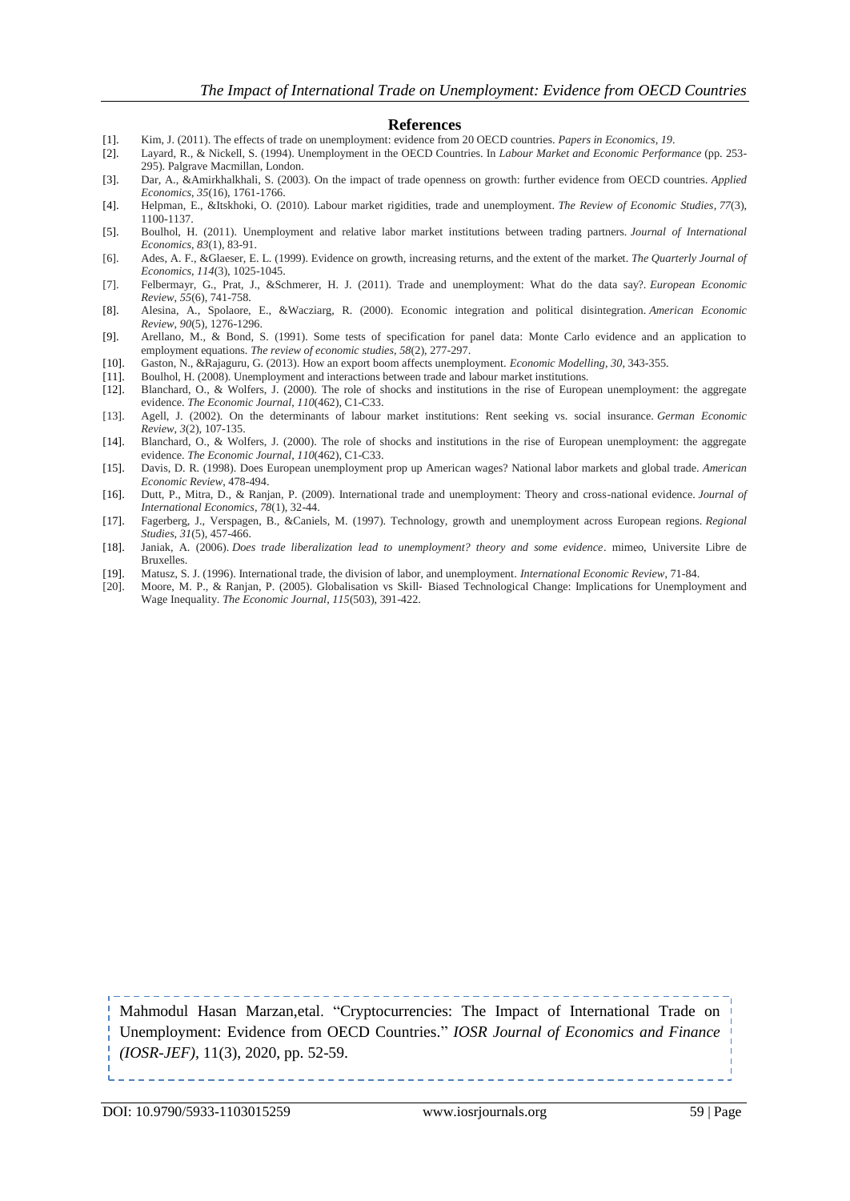## References

[1]. Kim, J. (2011). The effects of trade on unemployment: evidence from 20 OECD countries. *Papers in Economics*, *19*.

[2]. Layard, R., & Nickell, S. (1994). Unemployment in the OECD Countries. In *Labour Market and Economic Performance* (pp. 253-295). Palgrave Macmillan, London.

[3]. Dar, A., &Amirkhalkhali, S. (2003). On the impact of trade openness on growth: further evidence from OECD countries. *Applied Economics*, *35*(16), 1761-1766.

[4]. Helpman, E., &Itskhoki, O. (2010). Labour market rigidities, trade and unemployment. *The Review of Economic Studies*, *77*(3), 1100-1137.

[5]. Boulhol, H. (2011). Unemployment and relative labor market institutions between trading partners. *Journal of International Economics*, *83*(1), 83-91.

[6]. Ades, A. F., &Glaeser, E. L. (1999). Evidence on growth, increasing returns, and the extent of the market. *The Quarterly Journal of Economics*, *114*(3), 1025-1045.

[7]. Felbermayr, G., Prat, J., &Schmerer, H. J. (2011). Trade and unemployment: What do the data say?. *European Economic Review*, *55*(6), 741-758.

[8]. Alesina, A., Spolaore, E., &Wacziarg, R. (2000). Economic integration and political disintegration. *American Economic Review*, *90*(5), 1276-1296.

[9]. Arellano, M., & Bond, S. (1991). Some tests of specification for panel data: Monte Carlo evidence and an application to employment equations. *The review of economic studies*, *58*(2), 277-297.

[10]. Gaston, N., &Rajaguru, G. (2013). How an export boom affects unemployment. *Economic Modelling*, *30*, 343-355.

[11]. Boulhol, H. (2008). Unemployment and interactions between trade and labour market institutions.

[12]. Blanchard, O., & Wolfers, J. (2000). The role of shocks and institutions in the rise of European unemployment: the aggregate evidence. *The Economic Journal*, *110*(462), C1-C33.

[13]. Agell, J. (2002). On the determinants of labour market institutions: Rent seeking vs. social insurance. *German Economic Review*, *3*(2), 107-135.

[14]. Blanchard, O., & Wolfers, J. (2000). The role of shocks and institutions in the rise of European unemployment: the aggregate evidence. *The Economic Journal*, *110*(462), C1-C33.

[15]. Davis, D. R. (1998). Does European unemployment prop up American wages? National labor markets and global trade. *American Economic Review*, 478-494.

[16]. Dutt, P., Mitra, D., & Ranjan, P. (2009). International trade and unemployment: Theory and cross-national evidence. *Journal of International Economics*, *78*(1), 32-44.

[17]. Fagerberg, J., Verspagen, B., &Caniels, M. (1997). Technology, growth and unemployment across European regions. *Regional Studies*, *31*(5), 457-466.

[18]. Janiak, A. (2006). *Does trade liberalization lead to unemployment? theory and some evidence*. mimeo, Universite Libre de Bruxelles.

[19]. Matusz, S. J. (1996). International trade, the division of labor, and unemployment. *International Economic Review*, 71-84.

[20]. Moore, M. P., & Ranjan, P. (2005). Globalisation vs Skill- Biased Technological Change: Implications for Unemployment and Wage Inequality. *The Economic Journal*, *115*(503), 391-422.

Mahmodul Hasan Marzan,etal. "Cryptocurrencies: The Impact of International Trade on Unemployment: Evidence from OECD Countries." *IOSR Journal of Economics and Finance (IOSR-JEF)*, 11(3), 2020, pp. 52-59.